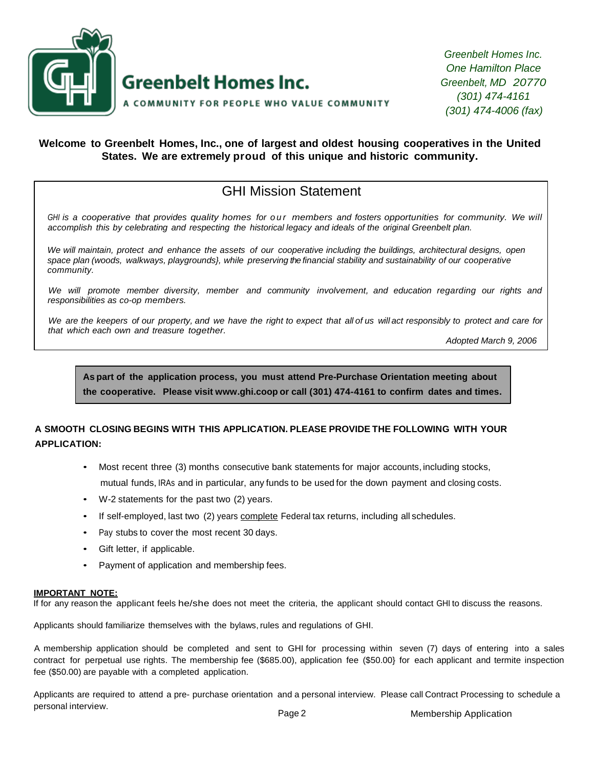# Greenbelt Homes Inc.

A COMMUNITY FOR PEOPLE WHO VALUE COMMUNITY

*Greenbelt Homes Inc.*
*One Hamilton Place*
*Greenbelt, MD 20770*
*(301) 474-4161*
*(301) 474-4006 (fax)*

**Welcome to Greenbelt Homes, Inc., one of largest and oldest housing cooperatives in the United States. We are extremely proud of this unique and historic community.**

## GHI Mission Statement

*GHI is a cooperative that provides quality homes for our members and fosters opportunities for community. We will accomplish this by celebrating and respecting the historical legacy and ideals of the original Greenbelt plan.*

*We will maintain, protect and enhance the assets of our cooperative including the buildings, architectural designs, open space plan (woods, walkways, playgrounds}, while preserving the financial stability and sustainability of our cooperative community.*

*We will promote member diversity, member and community involvement, and education regarding our rights and responsibilities as co-op members.*

*We are the keepers of our property, and we have the right to expect that all of us will act responsibly to protect and care for that which each own and treasure together.*

*Adopted March 9, 2006*

**As part of the application process, you must attend Pre-Purchase Orientation meeting about the cooperative. Please visit www.ghi.coop or call (301) 474-4161 to confirm dates and times.**

**A SMOOTH CLOSING BEGINS WITH THIS APPLICATION. PLEASE PROVIDE THE FOLLOWING WITH YOUR APPLICATION:**

- Most recent three (3) months consecutive bank statements for major accounts, including stocks, mutual funds, IRAs and in particular, any funds to be used for the down payment and closing costs.
- W-2 statements for the past two (2) years.
- If self-employed, last two (2) years complete Federal tax returns, including all schedules.
- Pay stubs to cover the most recent 30 days.
- Gift letter, if applicable.
- Payment of application and membership fees.

**IMPORTANT NOTE:**
If for any reason the applicant feels he/she does not meet the criteria, the applicant should contact GHI to discuss the reasons.

Applicants should familiarize themselves with the bylaws, rules and regulations of GHI.

A membership application should be completed and sent to GHI for processing within seven (7) days of entering into a sales contract for perpetual use rights. The membership fee ($685.00), application fee ($50.00} for each applicant and termite inspection fee ($50.00) are payable with a completed application.

Applicants are required to attend a pre- purchase orientation and a personal interview. Please call Contract Processing to schedule a personal interview.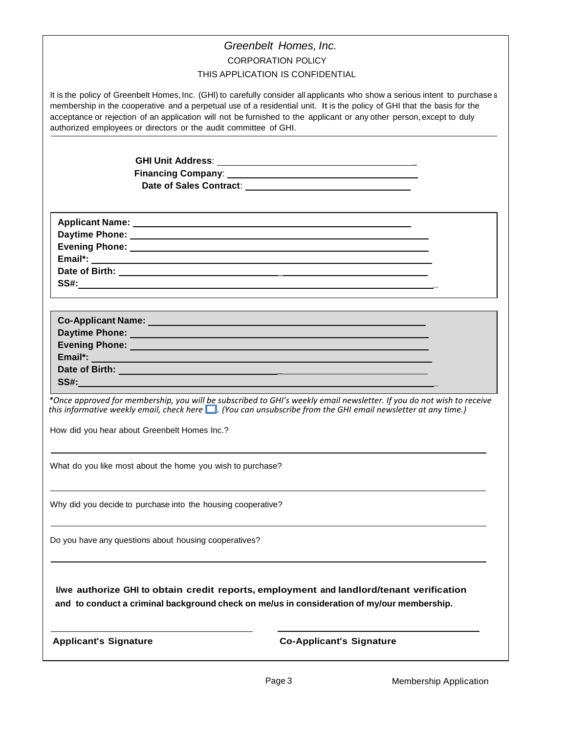# *Greenbelt Homes, Inc.*

CORPORATION POLICY

THIS APPLICATION IS CONFIDENTIAL

It is the policy of Greenbelt Homes, Inc. (GHI) to carefully consider all applicants who show a serious intent to purchase a membership in the cooperative and a perpetual use of a residential unit. It is the policy of GHI that the basis for the acceptance or rejection of an application will not be furnished to the applicant or any other person, except to duly authorized employees or directors or the audit committee of GHI.

**GHI Unit Address**: ______________________________

**Financing Company**: ______________________________

**Date of Sales Contract**: ______________________________

**Applicant Name:** ______________________________

**Daytime Phone:** ______________________________

**Evening Phone:** ______________________________

**Email\*:** ______________________________

**Date of Birth:** ______________________________

**SS#:** ______________________________

**Co-Applicant Name:** ______________________________

**Daytime Phone:** ______________________________

**Evening Phone:** ______________________________

**Email\*:** ______________________________

**Date of Birth:** ______________________________

**SS#:** ______________________________

*\*Once approved for membership, you will be subscribed to GHI's weekly email newsletter. If you do not wish to receive this informative weekly email, check here ☐. (You can unsubscribe from the GHI email newsletter at any time.)*

How did you hear about Greenbelt Homes Inc.?

______________________________

What do you like most about the home you wish to purchase?

______________________________

Why did you decide to purchase into the housing cooperative?

______________________________

Do you have any questions about housing cooperatives?

______________________________

**I/we authorize GHI to obtain credit reports, employment and landlord/tenant verification and to conduct a criminal background check on me/us in consideration of my/our membership.**

______________________________ ______________________________

**Applicant's Signature** **Co-Applicant's Signature**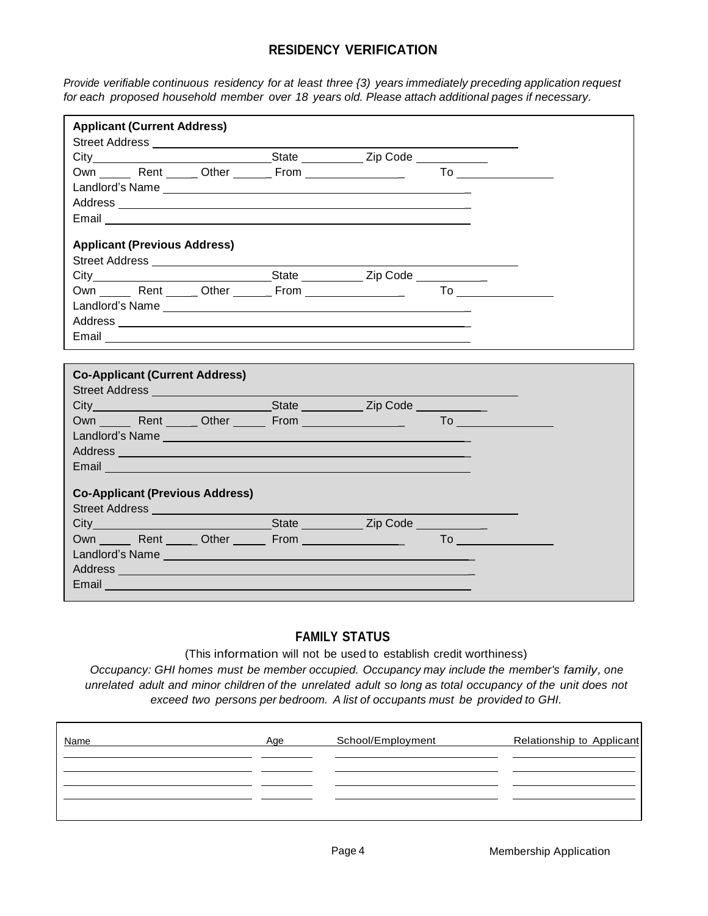## RESIDENCY VERIFICATION

*Provide verifiable continuous residency for at least three {3) years immediately preceding application request for each proposed household member over 18 years old. Please attach additional pages if necessary.*

**Applicant (Current Address)**

Street Address ______________________________

City______________________ State __________ Zip Code ___________

Own _____ Rent _____ Other ______ From _______________ To _______________

Landlord's Name ______________________________

Address ______________________________

Email ______________________________

**Applicant (Previous Address)**

Street Address ______________________________

City______________________ State __________ Zip Code ___________

Own _____ Rent _____ Other ______ From _______________ To _______________

Landlord's Name ______________________________

Address ______________________________

Email ______________________________

**Co-Applicant (Current Address)**

Street Address ______________________________

City______________________ State __________ Zip Code ___________

Own _____ Rent _____ Other _____ From _______________ To _______________

Landlord's Name ______________________________

Address ______________________________

Email ______________________________

**Co-Applicant (Previous Address)**

Street Address ______________________________

City______________________ State __________ Zip Code ___________

Own _____ Rent _____ Other _____ From _______________ To _______________

Landlord's Name ______________________________

Address ______________________________

Email ______________________________

## FAMILY STATUS

(This information will not be used to establish credit worthiness)

*Occupancy: GHI homes must be member occupied. Occupancy may include the member's family, one unrelated adult and minor children of the unrelated adult so long as total occupancy of the unit does not exceed two persons per bedroom. A list of occupants must be provided to GHI.*

| Name | Age | School/Employment | Relationship to Applicant |
|---|---|---|---|
| | | | |
| | | | |
| | | | |
| | | | |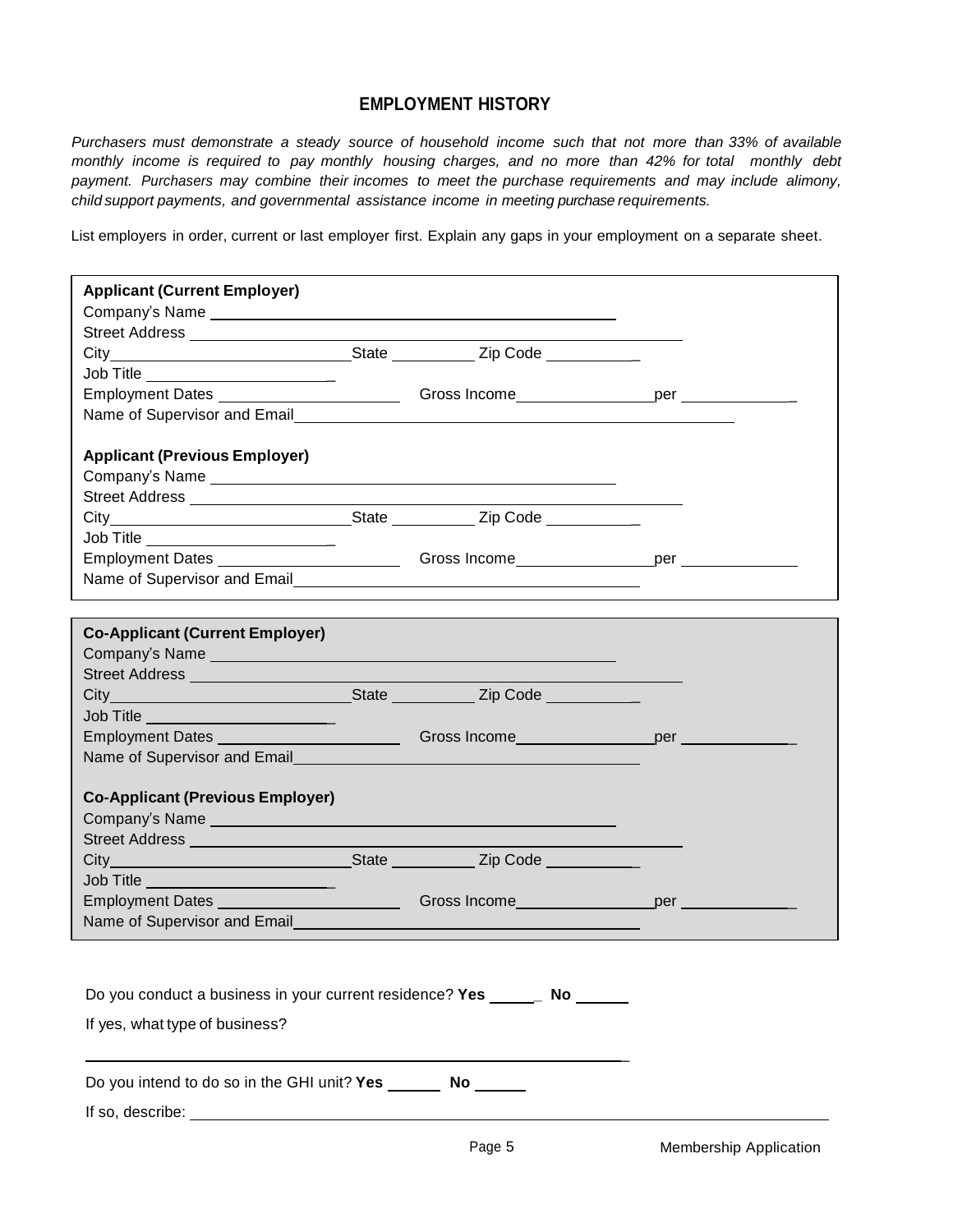## EMPLOYMENT HISTORY

*Purchasers must demonstrate a steady source of household income such that not more than 33% of available monthly income is required to pay monthly housing charges, and no more than 42% for total monthly debt payment. Purchasers may combine their incomes to meet the purchase requirements and may include alimony, child support payments, and governmental assistance income in meeting purchase requirements.*

List employers in order, current or last employer first. Explain any gaps in your employment on a separate sheet.

**Applicant (Current Employer)**

Company's Name ____________________________________________

Street Address ____________________________________________________

City ____________________________ State __________ Zip Code ___________

Job Title _______________________

Employment Dates ______________________ Gross Income _________________ per ______________

Name of Supervisor and Email ______________________________________________________

**Applicant (Previous Employer)**

Company's Name ____________________________________________

Street Address ____________________________________________________

City ____________________________ State __________ Zip Code ___________

Job Title _______________________

Employment Dates ______________________ Gross Income _________________ per ______________

Name of Supervisor and Email ________________________________________

**Co-Applicant (Current Employer)**

Company's Name ____________________________________________

Street Address ____________________________________________________

City ____________________________ State __________ Zip Code ___________

Job Title _______________________

Employment Dates ______________________ Gross Income _________________ per ______________

Name of Supervisor and Email ________________________________________

**Co-Applicant (Previous Employer)**

Company's Name ____________________________________________

Street Address ____________________________________________________

City ____________________________ State __________ Zip Code ___________

Job Title _______________________

Employment Dates ______________________ Gross Income _________________ per ______________

Name of Supervisor and Email ________________________________________

Do you conduct a business in your current residence? **Yes** ______ **No** ______

If yes, what type of business?

______________________________________________________________

Do you intend to do so in the GHI unit? **Yes** ______ **No** ______

If so, describe: ______________________________________________________________

Membership Application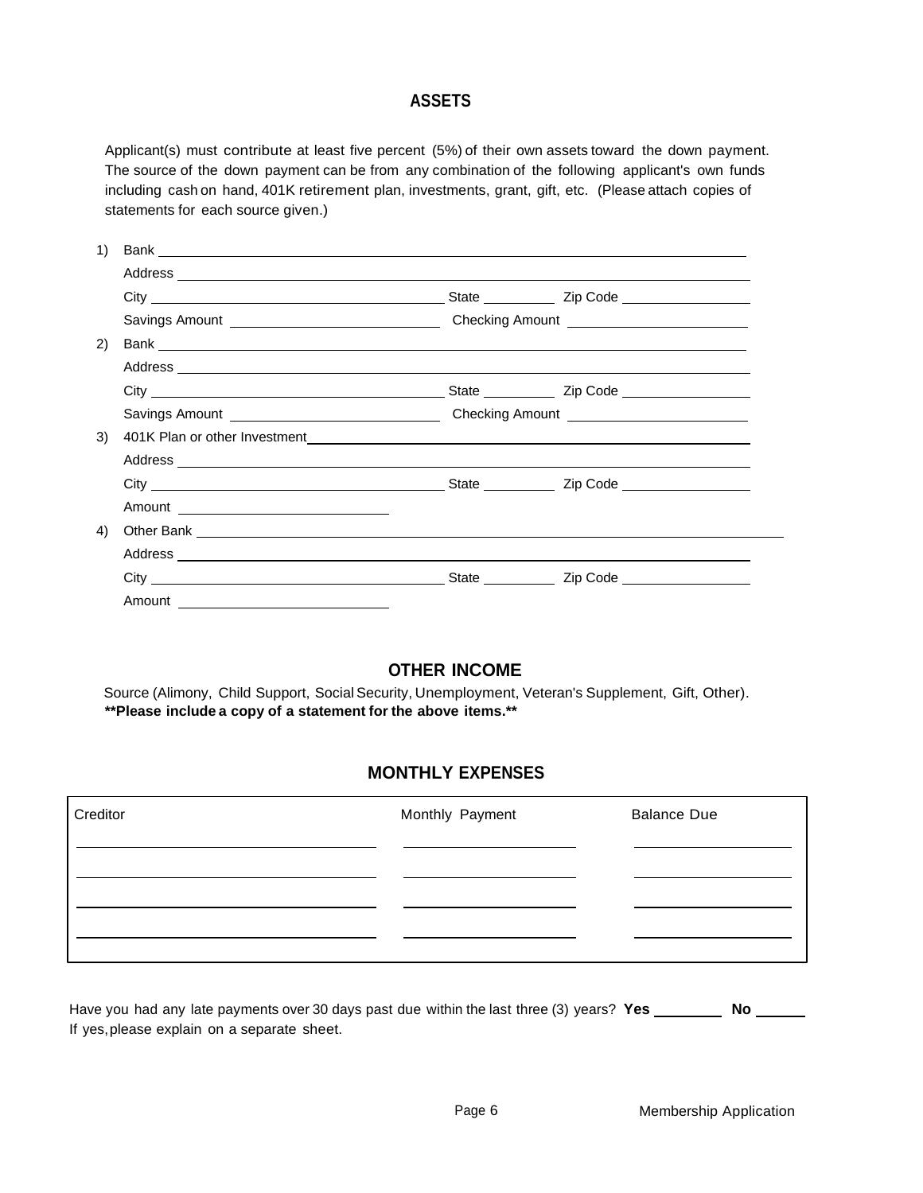## ASSETS

Applicant(s) must contribute at least five percent (5%) of their own assets toward the down payment. The source of the down payment can be from any combination of the following applicant's own funds including cash on hand, 401K retirement plan, investments, grant, gift, etc. (Please attach copies of statements for each source given.)

1) Bank ____________________________________________

   Address ____________________________________________

   City ______________________ State __________ Zip Code ______________

   Savings Amount ______________________ Checking Amount ______________________

2) Bank ____________________________________________

   Address ____________________________________________

   City ______________________ State __________ Zip Code ______________

   Savings Amount ______________________ Checking Amount ______________________

3) 401K Plan or other Investment ____________________________________________

   Address ____________________________________________

   City ______________________ State __________ Zip Code ______________

   Amount ______________________

4) Other Bank ____________________________________________

   Address ____________________________________________

   City ______________________ State __________ Zip Code ______________

   Amount ______________________

## OTHER INCOME

Source (Alimony, Child Support, Social Security, Unemployment, Veteran's Supplement, Gift, Other).
**\*\*Please include a copy of a statement for the above items.\*\***

## MONTHLY EXPENSES

| Creditor | Monthly Payment | Balance Due |
|---|---|---|
| | | |
| | | |
| | | |
| | | |

Have you had any late payments over 30 days past due within the last three (3) years? **Yes** ________ **No** ______
If yes, please explain on a separate sheet.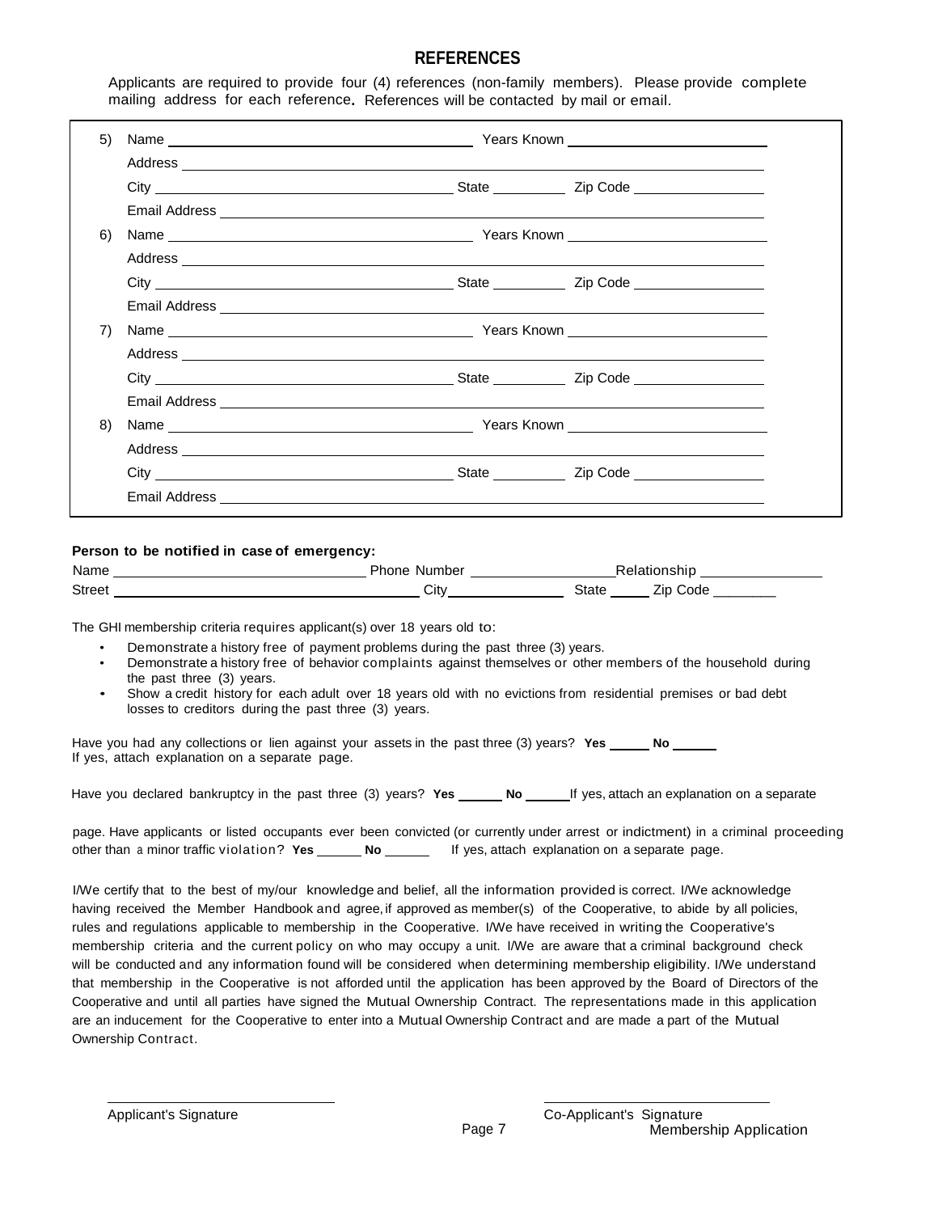## REFERENCES

Applicants are required to provide four (4) references (non-family members). Please provide complete mailing address for each reference. References will be contacted by mail or email.

5) Name ______________________ Years Known ______________________
Address ______________________
City ______________________ State __________ Zip Code ______________
Email Address ______________________

6) Name ______________________ Years Known ______________________
Address ______________________
City ______________________ State __________ Zip Code ______________
Email Address ______________________

7) Name ______________________ Years Known ______________________
Address ______________________
City ______________________ State __________ Zip Code ______________
Email Address ______________________

8) Name ______________________ Years Known ______________________
Address ______________________
City ______________________ State __________ Zip Code ______________
Email Address ______________________

**Person to be notified in case of emergency:**

Name ______________________ Phone Number ______________ Relationship ______________
Street ______________________ City ______________ State _____ Zip Code ________

The GHI membership criteria requires applicant(s) over 18 years old to:

- Demonstrate a history free of payment problems during the past three (3) years.
- Demonstrate a history free of behavior complaints against themselves or other members of the household during the past three (3) years.
- Show a credit history for each adult over 18 years old with no evictions from residential premises or bad debt losses to creditors during the past three (3) years.

Have you had any collections or lien against your assets in the past three (3) years? **Yes** _____ **No** _____
If yes, attach explanation on a separate page.

Have you declared bankruptcy in the past three (3) years? **Yes** ______ **No** ______ If yes, attach an explanation on a separate page.

Have applicants or listed occupants ever been convicted (or currently under arrest or indictment) in a criminal proceeding other than a minor traffic violation? **Yes** ______ **No** ______ If yes, attach explanation on a separate page.

I/We certify that to the best of my/our knowledge and belief, all the information provided is correct. I/We acknowledge having received the Member Handbook and agree, if approved as member(s) of the Cooperative, to abide by all policies, rules and regulations applicable to membership in the Cooperative. I/We have received in writing the Cooperative's membership criteria and the current policy on who may occupy a unit. I/We are aware that a criminal background check will be conducted and any information found will be considered when determining membership eligibility. I/We understand that membership in the Cooperative is not afforded until the application has been approved by the Board of Directors of the Cooperative and until all parties have signed the Mutual Ownership Contract. The representations made in this application are an inducement for the Cooperative to enter into a Mutual Ownership Contract and are made a part of the Mutual Ownership Contract.

______________________ Applicant's Signature

______________________ Co-Applicant's Signature